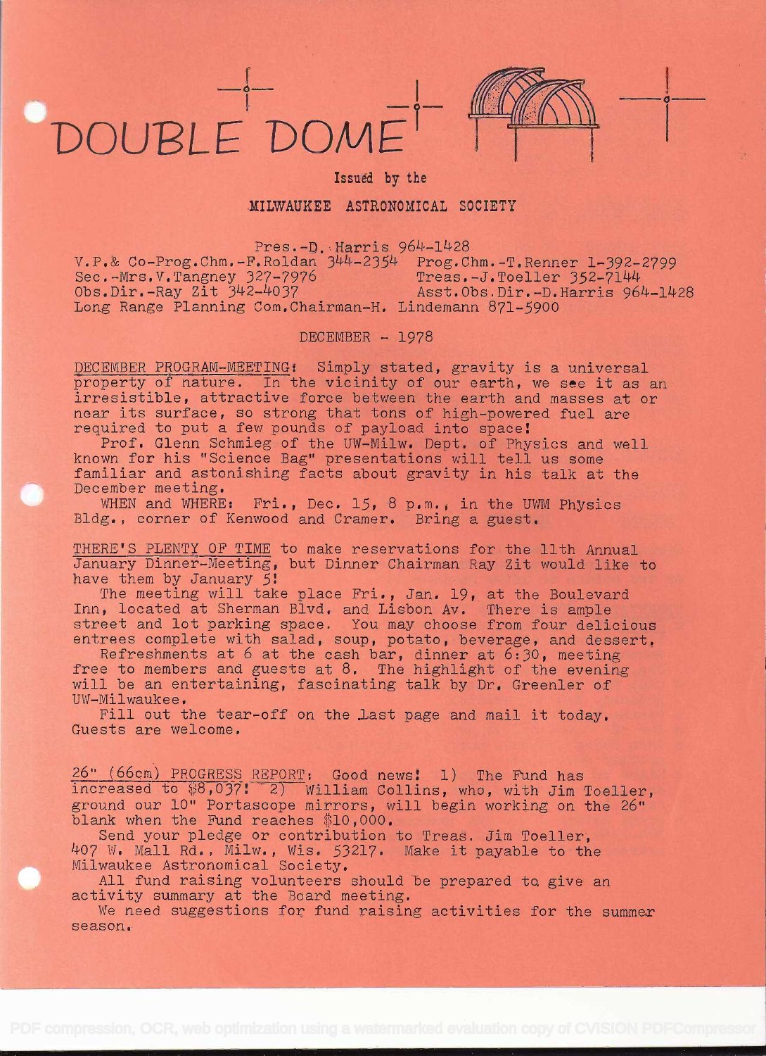# DOUBLE DOME

Issued by the

**MILWAUKEE ASTRONOMICAL SOCIETY**

Pres.-D. Harris 964-1428
V.P.& Co-Prog.Chm.-F.Roldan 344-2354 Prog.Chm.-T.Renner 1-392-2799
Sec.-Mrs.V.Tangney 327-7976 Treas.-J.Toeller 352-7144
Obs.Dir.-Ray Zit 342-4037 Asst.Obs.Dir.-D.Harris 964-1428
Long Range Planning Com.Chairman-H. Lindemann 871-5900

DECEMBER - 1978

DECEMBER PROGRAM-MEETING: Simply stated, gravity is a universal property of nature. In the vicinity of our earth, we see it as an irresistible, attractive force between the earth and masses at or near its surface, so strong that tons of high-powered fuel are required to put a few pounds of payload into space!

Prof. Glenn Schmieg of the UW-Milw. Dept. of Physics and well known for his "Science Bag" presentations will tell us some familiar and astonishing facts about gravity in his talk at the December meeting.

WHEN and WHERE: Fri., Dec. 15, 8 p.m., in the UWM Physics Bldg., corner of Kenwood and Cramer. Bring a guest.

THERE'S PLENTY OF TIME to make reservations for the 11th Annual January Dinner-Meeting, but Dinner Chairman Ray Zit would like to have them by January 5!

The meeting will take place Fri., Jan. 19, at the Boulevard Inn, located at Sherman Blvd. and Lisbon Av. There is ample street and lot parking space. You may choose from four delicious entrees complete with salad, soup, potato, beverage, and dessert.

Refreshments at 6 at the cash bar, dinner at 6:30, meeting free to members and guests at 8. The highlight of the evening will be an entertaining, fascinating talk by Dr. Greenler of UW-Milwaukee.

Fill out the tear-off on the last page and mail it today. Guests are welcome.

26" (66cm) PROGRESS REPORT: Good news! 1) The Fund has increased to $8,037! 2) William Collins, who, with Jim Toeller, ground our 10" Portascope mirrors, will begin working on the 26" blank when the Fund reaches $10,000.

Send your pledge or contribution to Treas. Jim Toeller, 407 W. Mall Rd., Milw., Wis. 53217. Make it payable to the Milwaukee Astronomical Society.

All fund raising volunteers should be prepared to give an activity summary at the Board meeting.

We need suggestions for fund raising activities for the summer season.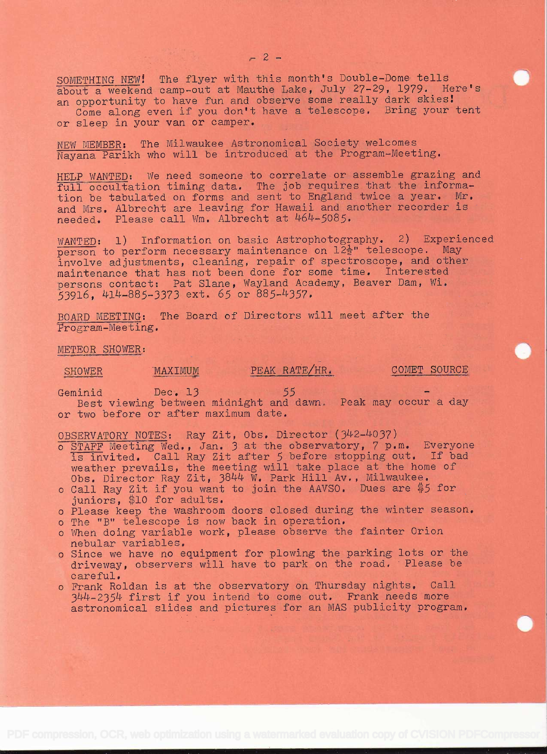SOMETHING NEW! The flyer with this month's Double-Dome tells about a weekend camp-out at Mauthe Lake, July 27-29, 1979. Here's an opportunity to have fun and observe some really dark skies! Come along even if you don't have a telescope. Bring your tent or sleep in your van or camper.

NEW MEMBER: The Milwaukee Astronomical Society welcomes Nayana Parikh who will be introduced at the Program-Meeting.

HELP WANTED: We need someone to correlate or assemble grazing and full occultation timing data. The job requires that the information be tabulated on forms and sent to England twice a year. Mr. and Mrs. Albrecht are leaving for Hawaii and another recorder is needed. Please call Wm. Albrecht at 464-5085.

WANTED: 1) Information on basic Astrophotography. 2) Experienced person to perform necessary maintenance on 12½" telescope. May involve adjustments, cleaning, repair of spectroscope, and other maintenance that has not been done for some time. Interested persons contact: Pat Slane, Wayland Academy, Beaver Dam, Wi. 53916, 414-885-3373 ext. 65 or 885-4357.

BOARD MEETING: The Board of Directors will meet after the Program-Meeting.

METEOR SHOWER:

| SHOWER | MAXIMUM | PEAK RATE/HR. | COMET SOURCE |
|---|---|---|---|
| Geminid | Dec. 13 | 55 | - |

Best viewing between midnight and dawn. Peak may occur a day or two before or after maximum date.

OBSERVATORY NOTES: Ray Zit, Obs. Director (342-4037)

- STAFF Meeting Wed., Jan. 3 at the observatory, 7 p.m. Everyone is invited. Call Ray Zit after 5 before stopping out. If bad weather prevails, the meeting will take place at the home of Obs. Director Ray Zit, 3844 W. Park Hill Av., Milwaukee.
- Call Ray Zit if you want to join the AAVSO. Dues are $5 for juniors, $10 for adults.
- Please keep the washroom doors closed during the winter season.
- The "B" telescope is now back in operation.
- When doing variable work, please observe the fainter Orion nebular variables.
- Since we have no equipment for plowing the parking lots or the driveway, observers will have to park on the road. Please be careful.
- Frank Roldan is at the observatory on Thursday nights. Call 344-2354 first if you intend to come out. Frank needs more astronomical slides and pictures for an MAS publicity program.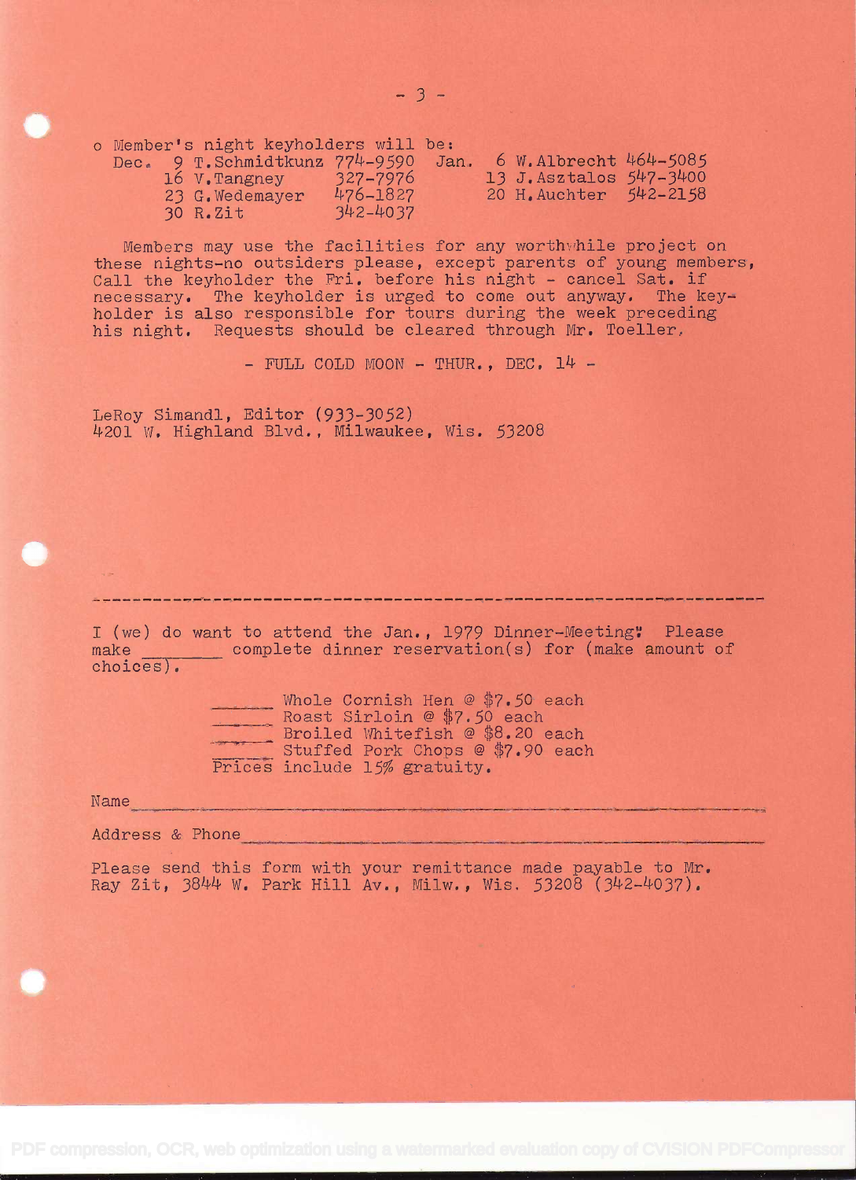o Member's night keyholders will be:

| | | | | | |
|---|---|---|---|---|---|
| Dec. | 9 T.Schmidtkunz | 774-9590 | Jan. | 6 W.Albrecht | 464-5085 |
| | 16 V.Tangney | 327-7976 | | 13 J.Asztalos | 547-3400 |
| | 23 G.Wedemayer | 476-1827 | | 20 H.Auchter | 542-2158 |
| | 30 R.Zit | 342-4037 | | | |

Members may use the facilities for any worthwhile project on these nights-no outsiders please, except parents of young members, Call the keyholder the Fri. before his night - cancel Sat. if necessary. The keyholder is urged to come out anyway. The keyholder is also responsible for tours during the week preceding his night. Requests should be cleared through Mr. Toeller.

- FULL COLD MOON - THUR., DEC. 14 -

LeRoy Simandl, Editor (933-3052)
4201 W. Highland Blvd., Milwaukee, Wis. 53208

---

I (we) do want to attend the Jan., 1979 Dinner-Meeting! Please make ________ complete dinner reservation(s) for (make amount of choices).

______ Whole Cornish Hen @ $7.50 each
______ Roast Sirloin @ $7.50 each
______ Broiled Whitefish @ $8.20 each
______ Stuffed Pork Chops @ $7.90 each
Prices include 15% gratuity.

Name ______________________________________________

Address & Phone ______________________________________

Please send this form with your remittance made payable to Mr. Ray Zit, 3844 W. Park Hill Av., Milw., Wis. 53208 (342-4037).